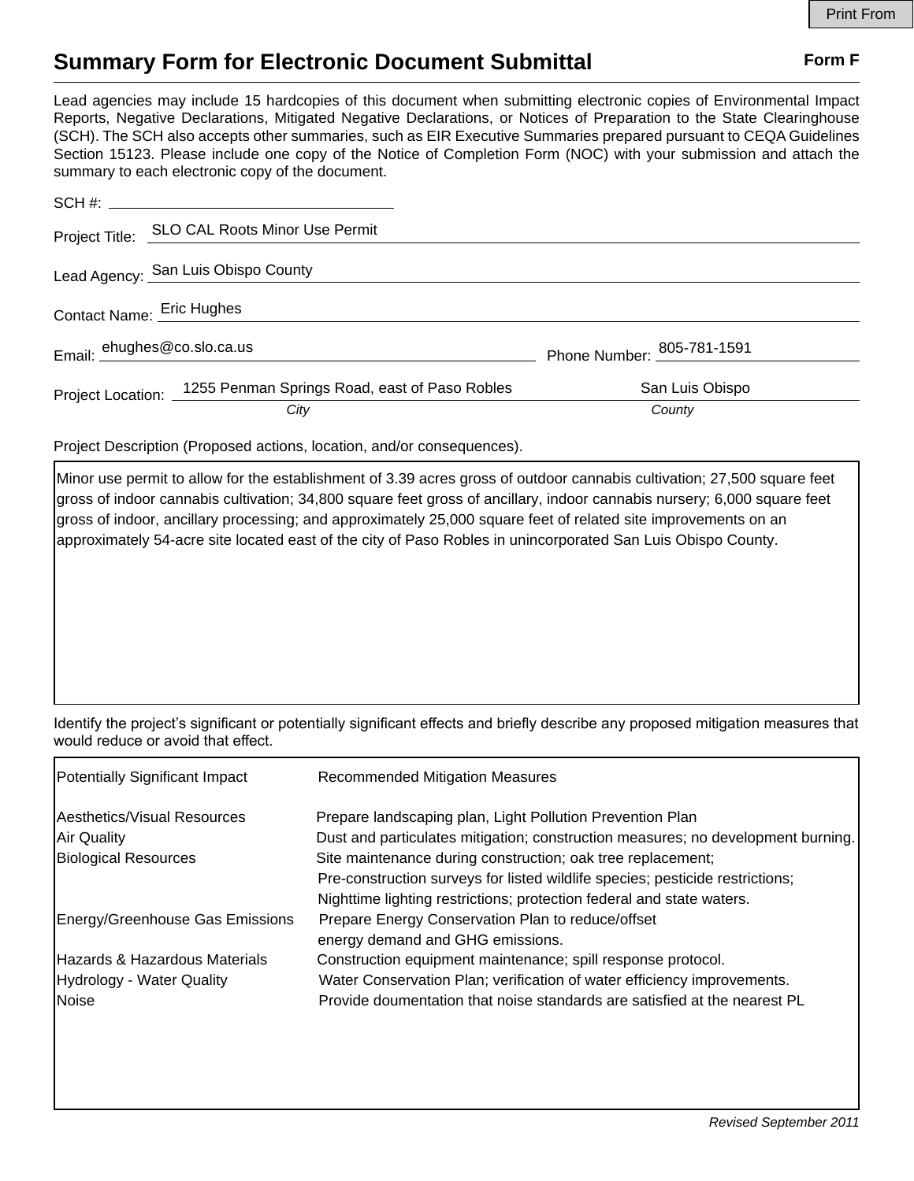# Summary Form for Electronic Document Submittal

**Form F**

Lead agencies may include 15 hardcopies of this document when submitting electronic copies of Environmental Impact Reports, Negative Declarations, Mitigated Negative Declarations, or Notices of Preparation to the State Clearinghouse (SCH). The SCH also accepts other summaries, such as EIR Executive Summaries prepared pursuant to CEQA Guidelines Section 15123. Please include one copy of the Notice of Completion Form (NOC) with your submission and attach the summary to each electronic copy of the document.

SCH #: 

Project Title: SLO CAL Roots Minor Use Permit

Lead Agency: San Luis Obispo County

Contact Name: Eric Hughes

Email: ehughes@co.slo.ca.us Phone Number: 805-781-1591

Project Location: 1255 Penman Springs Road, east of Paso Robles (*City*) San Luis Obispo (*County*)

Project Description (Proposed actions, location, and/or consequences).

Minor use permit to allow for the establishment of 3.39 acres gross of outdoor cannabis cultivation; 27,500 square feet gross of indoor cannabis cultivation; 34,800 square feet gross of ancillary, indoor cannabis nursery; 6,000 square feet gross of indoor, ancillary processing; and approximately 25,000 square feet of related site improvements on an approximately 54-acre site located east of the city of Paso Robles in unincorporated San Luis Obispo County.

Identify the project's significant or potentially significant effects and briefly describe any proposed mitigation measures that would reduce or avoid that effect.

| Potentially Significant Impact | Recommended Mitigation Measures |
|---|---|
| Aesthetics/Visual Resources | Prepare landscaping plan, Light Pollution Prevention Plan |
| Air Quality | Dust and particulates mitigation; construction measures; no development burning. |
| Biological Resources | Site maintenance during construction; oak tree replacement; Pre-construction surveys for listed wildlife species; pesticide restrictions; Nighttime lighting restrictions; protection federal and state waters. |
| Energy/Greenhouse Gas Emissions | Prepare Energy Conservation Plan to reduce/offset energy demand and GHG emissions. |
| Hazards & Hazardous Materials | Construction equipment maintenance; spill response protocol. |
| Hydrology - Water Quality | Water Conservation Plan; verification of water efficiency improvements. |
| Noise | Provide doumentation that noise standards are satisfied at the nearest PL |

*Revised September 2011*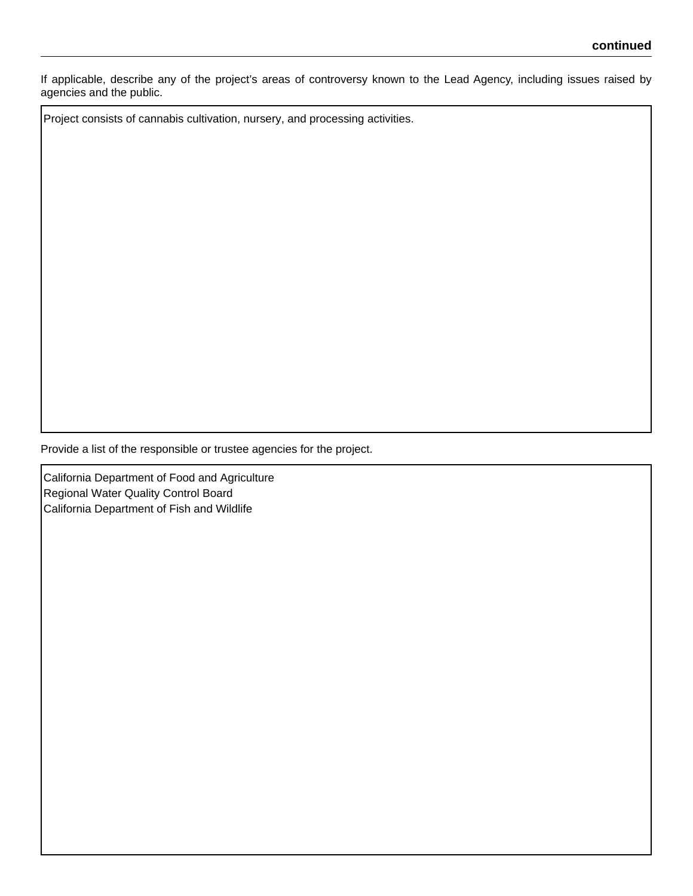**continued**

If applicable, describe any of the project's areas of controversy known to the Lead Agency, including issues raised by agencies and the public.

Project consists of cannabis cultivation, nursery, and processing activities.

Provide a list of the responsible or trustee agencies for the project.

California Department of Food and Agriculture
Regional Water Quality Control Board
California Department of Fish and Wildlife